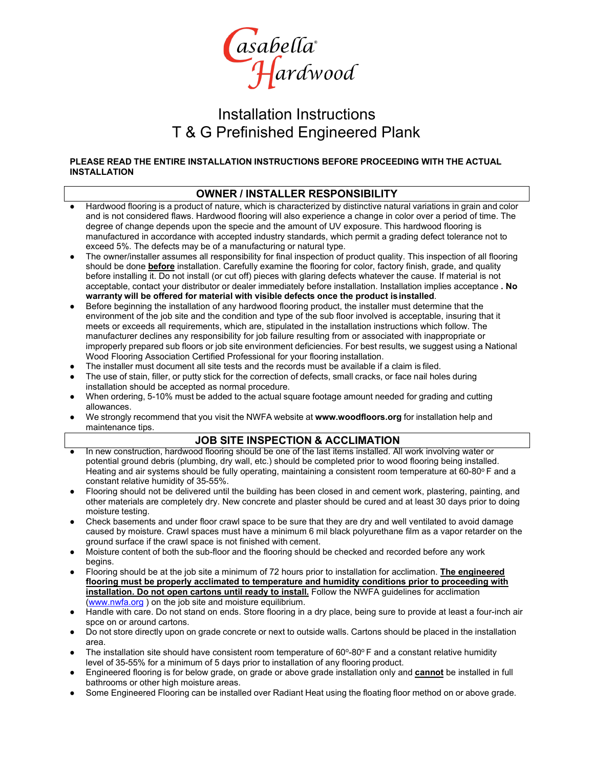Casabella® Hardwood

# Installation Instructions
# T & G Prefinished Engineered Plank

**PLEASE READ THE ENTIRE INSTALLATION INSTRUCTIONS BEFORE PROCEEDING WITH THE ACTUAL INSTALLATION**

## OWNER / INSTALLER RESPONSIBILITY

- Hardwood flooring is a product of nature, which is characterized by distinctive natural variations in grain and color and is not considered flaws. Hardwood flooring will also experience a change in color over a period of time. The degree of change depends upon the specie and the amount of UV exposure. This hardwood flooring is manufactured in accordance with accepted industry standards, which permit a grading defect tolerance not to exceed 5%. The defects may be of a manufacturing or natural type.
- The owner/installer assumes all responsibility for final inspection of product quality. This inspection of all flooring should be done **before** installation. Carefully examine the flooring for color, factory finish, grade, and quality before installing it. Do not install (or cut off) pieces with glaring defects whatever the cause. If material is not acceptable, contact your distributor or dealer immediately before installation. Installation implies acceptance **. No warranty will be offered for material with visible defects once the product is installed**.
- Before beginning the installation of any hardwood flooring product, the installer must determine that the environment of the job site and the condition and type of the sub floor involved is acceptable, insuring that it meets or exceeds all requirements, which are, stipulated in the installation instructions which follow. The manufacturer declines any responsibility for job failure resulting from or associated with inappropriate or improperly prepared sub floors or job site environment deficiencies. For best results, we suggest using a National Wood Flooring Association Certified Professional for your flooring installation.
- The installer must document all site tests and the records must be available if a claim is filed.
- The use of stain, filler, or putty stick for the correction of defects, small cracks, or face nail holes during installation should be accepted as normal procedure.
- When ordering, 5-10% must be added to the actual square footage amount needed for grading and cutting allowances.
- We strongly recommend that you visit the NWFA website at **www.woodfloors.org** for installation help and maintenance tips.

## JOB SITE INSPECTION & ACCLIMATION

- In new construction, hardwood flooring should be one of the last items installed. All work involving water or potential ground debris (plumbing, dry wall, etc.) should be completed prior to wood flooring being installed. Heating and air systems should be fully operating, maintaining a consistent room temperature at 60-80° F and a constant relative humidity of 35-55%.
- Flooring should not be delivered until the building has been closed in and cement work, plastering, painting, and other materials are completely dry. New concrete and plaster should be cured and at least 30 days prior to doing moisture testing.
- Check basements and under floor crawl space to be sure that they are dry and well ventilated to avoid damage caused by moisture. Crawl spaces must have a minimum 6 mil black polyurethane film as a vapor retarder on the ground surface if the crawl space is not finished with cement.
- Moisture content of both the sub-floor and the flooring should be checked and recorded before any work begins.
- Flooring should be at the job site a minimum of 72 hours prior to installation for acclimation. **The engineered flooring must be properly acclimated to temperature and humidity conditions prior to proceeding with installation. Do not open cartons until ready to install.** Follow the NWFA guidelines for acclimation (www.nwfa.org ) on the job site and moisture equilibrium.
- Handle with care. Do not stand on ends. Store flooring in a dry place, being sure to provide at least a four-inch air spce on or around cartons.
- Do not store directly upon on grade concrete or next to outside walls. Cartons should be placed in the installation area.
- The installation site should have consistent room temperature of 60°-80° F and a constant relative humidity level of 35-55% for a minimum of 5 days prior to installation of any flooring product.
- Engineered flooring is for below grade, on grade or above grade installation only and **cannot** be installed in full bathrooms or other high moisture areas.
- Some Engineered Flooring can be installed over Radiant Heat using the floating floor method on or above grade.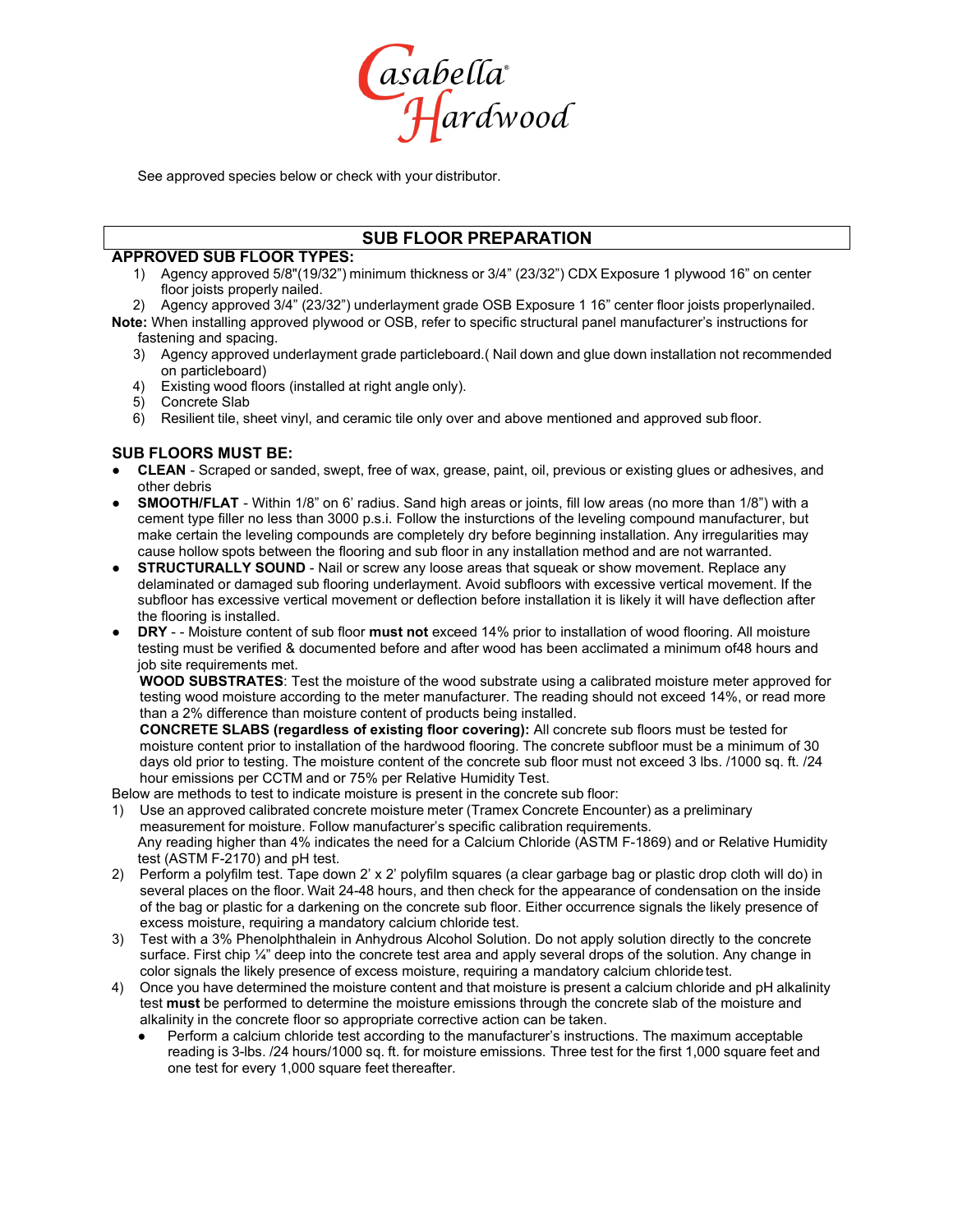Casabella® Hardwood

See approved species below or check with your distributor.

## SUB FLOOR PREPARATION

### APPROVED SUB FLOOR TYPES:

1) Agency approved 5/8"(19/32") minimum thickness or 3/4" (23/32") CDX Exposure 1 plywood 16" on center floor joists properly nailed.
2) Agency approved 3/4" (23/32") underlayment grade OSB Exposure 1 16" center floor joists properlynailed.

**Note:** When installing approved plywood or OSB, refer to specific structural panel manufacturer's instructions for fastening and spacing.

3) Agency approved underlayment grade particleboard.( Nail down and glue down installation not recommended on particleboard)
4) Existing wood floors (installed at right angle only).
5) Concrete Slab
6) Resilient tile, sheet vinyl, and ceramic tile only over and above mentioned and approved sub floor.

### SUB FLOORS MUST BE:

- **CLEAN** - Scraped or sanded, swept, free of wax, grease, paint, oil, previous or existing glues or adhesives, and other debris
- **SMOOTH/FLAT** - Within 1/8" on 6' radius. Sand high areas or joints, fill low areas (no more than 1/8") with a cement type filler no less than 3000 p.s.i. Follow the insturctions of the leveling compound manufacturer, but make certain the leveling compounds are completely dry before beginning installation. Any irregularities may cause hollow spots between the flooring and sub floor in any installation method and are not warranted.
- **STRUCTURALLY SOUND** - Nail or screw any loose areas that squeak or show movement. Replace any delaminated or damaged sub flooring underlayment. Avoid subfloors with excessive vertical movement. If the subfloor has excessive vertical movement or deflection before installation it is likely it will have deflection after the flooring is installed.
- **DRY** - - Moisture content of sub floor **must not** exceed 14% prior to installation of wood flooring. All moisture testing must be verified & documented before and after wood has been acclimated a minimum of48 hours and job site requirements met.

  **WOOD SUBSTRATES**: Test the moisture of the wood substrate using a calibrated moisture meter approved for testing wood moisture according to the meter manufacturer. The reading should not exceed 14%, or read more than a 2% difference than moisture content of products being installed.

  **CONCRETE SLABS (regardless of existing floor covering):** All concrete sub floors must be tested for moisture content prior to installation of the hardwood flooring. The concrete subfloor must be a minimum of 30 days old prior to testing. The moisture content of the concrete sub floor must not exceed 3 lbs. /1000 sq. ft. /24 hour emissions per CCTM and or 75% per Relative Humidity Test.

Below are methods to test to indicate moisture is present in the concrete sub floor:

1) Use an approved calibrated concrete moisture meter (Tramex Concrete Encounter) as a preliminary measurement for moisture. Follow manufacturer's specific calibration requirements.
   Any reading higher than 4% indicates the need for a Calcium Chloride (ASTM F-1869) and or Relative Humidity test (ASTM F-2170) and pH test.
2) Perform a polyfilm test. Tape down 2' x 2' polyfilm squares (a clear garbage bag or plastic drop cloth will do) in several places on the floor. Wait 24-48 hours, and then check for the appearance of condensation on the inside of the bag or plastic for a darkening on the concrete sub floor. Either occurrence signals the likely presence of excess moisture, requiring a mandatory calcium chloride test.
3) Test with a 3% Phenolphthalein in Anhydrous Alcohol Solution. Do not apply solution directly to the concrete surface. First chip ¼" deep into the concrete test area and apply several drops of the solution. Any change in color signals the likely presence of excess moisture, requiring a mandatory calcium chloride test.
4) Once you have determined the moisture content and that moisture is present a calcium chloride and pH alkalinity test **must** be performed to determine the moisture emissions through the concrete slab of the moisture and alkalinity in the concrete floor so appropriate corrective action can be taken.
   - Perform a calcium chloride test according to the manufacturer's instructions. The maximum acceptable reading is 3-lbs. /24 hours/1000 sq. ft. for moisture emissions. Three test for the first 1,000 square feet and one test for every 1,000 square feet thereafter.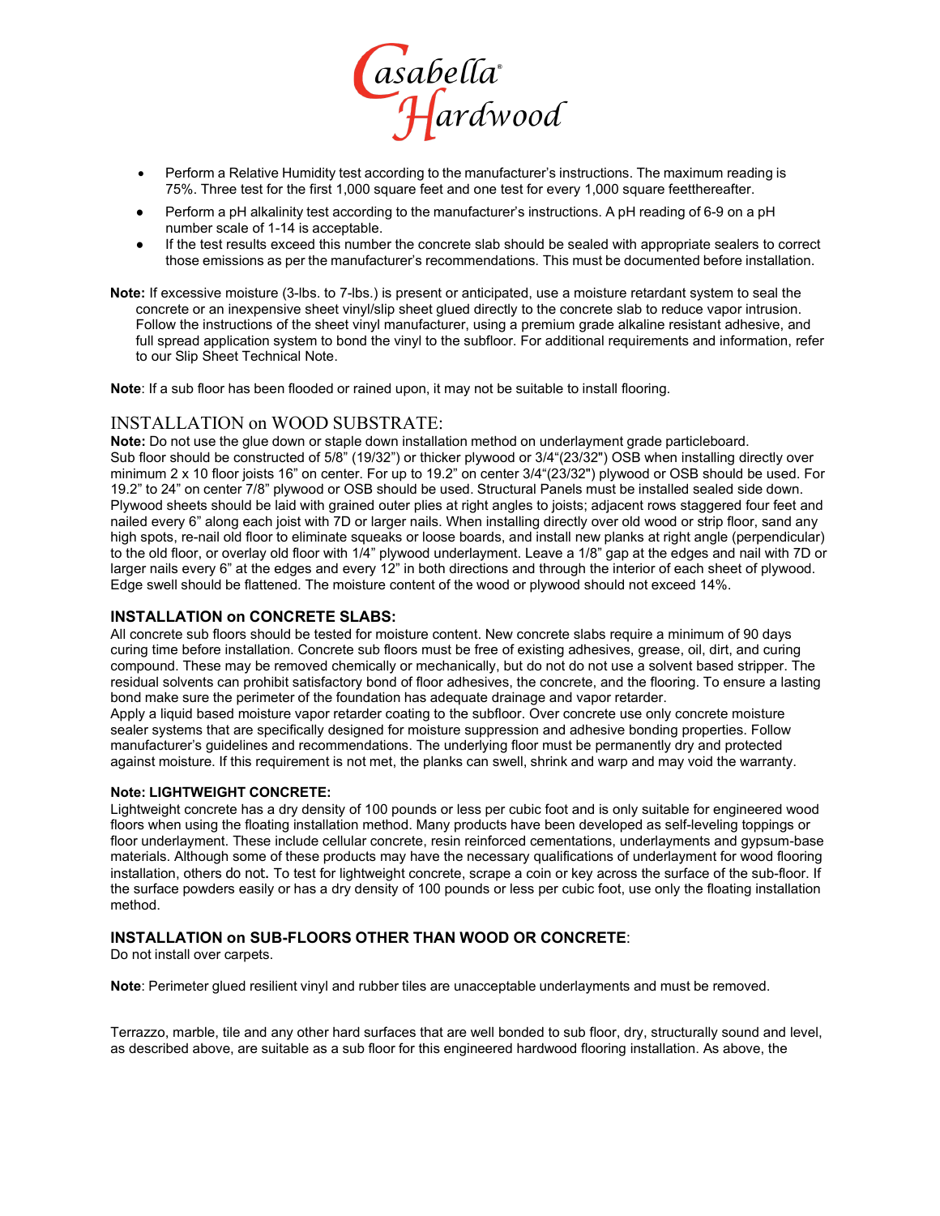- Perform a Relative Humidity test according to the manufacturer's instructions. The maximum reading is 75%. Three test for the first 1,000 square feet and one test for every 1,000 square feetthereafter.
- Perform a pH alkalinity test according to the manufacturer's instructions. A pH reading of 6-9 on a pH number scale of 1-14 is acceptable.
- If the test results exceed this number the concrete slab should be sealed with appropriate sealers to correct those emissions as per the manufacturer's recommendations. This must be documented before installation.

**Note:** If excessive moisture (3-lbs. to 7-lbs.) is present or anticipated, use a moisture retardant system to seal the concrete or an inexpensive sheet vinyl/slip sheet glued directly to the concrete slab to reduce vapor intrusion. Follow the instructions of the sheet vinyl manufacturer, using a premium grade alkaline resistant adhesive, and full spread application system to bond the vinyl to the subfloor. For additional requirements and information, refer to our Slip Sheet Technical Note.

**Note**: If a sub floor has been flooded or rained upon, it may not be suitable to install flooring.

## INSTALLATION on WOOD SUBSTRATE:

**Note:** Do not use the glue down or staple down installation method on underlayment grade particleboard. Sub floor should be constructed of 5/8" (19/32") or thicker plywood or 3/4"(23/32") OSB when installing directly over minimum 2 x 10 floor joists 16" on center. For up to 19.2" on center 3/4"(23/32") plywood or OSB should be used. For 19.2" to 24" on center 7/8" plywood or OSB should be used. Structural Panels must be installed sealed side down. Plywood sheets should be laid with grained outer plies at right angles to joists; adjacent rows staggered four feet and nailed every 6" along each joist with 7D or larger nails. When installing directly over old wood or strip floor, sand any high spots, re-nail old floor to eliminate squeaks or loose boards, and install new planks at right angle (perpendicular) to the old floor, or overlay old floor with 1/4" plywood underlayment. Leave a 1/8" gap at the edges and nail with 7D or larger nails every 6" at the edges and every 12" in both directions and through the interior of each sheet of plywood. Edge swell should be flattened. The moisture content of the wood or plywood should not exceed 14%.

## INSTALLATION on CONCRETE SLABS:

All concrete sub floors should be tested for moisture content. New concrete slabs require a minimum of 90 days curing time before installation. Concrete sub floors must be free of existing adhesives, grease, oil, dirt, and curing compound. These may be removed chemically or mechanically, but do not do not use a solvent based stripper. The residual solvents can prohibit satisfactory bond of floor adhesives, the concrete, and the flooring. To ensure a lasting bond make sure the perimeter of the foundation has adequate drainage and vapor retarder.

Apply a liquid based moisture vapor retarder coating to the subfloor. Over concrete use only concrete moisture sealer systems that are specifically designed for moisture suppression and adhesive bonding properties. Follow manufacturer's guidelines and recommendations. The underlying floor must be permanently dry and protected against moisture. If this requirement is not met, the planks can swell, shrink and warp and may void the warranty.

#### Note: LIGHTWEIGHT CONCRETE:

Lightweight concrete has a dry density of 100 pounds or less per cubic foot and is only suitable for engineered wood floors when using the floating installation method. Many products have been developed as self-leveling toppings or floor underlayment. These include cellular concrete, resin reinforced cementations, underlayments and gypsum-base materials. Although some of these products may have the necessary qualifications of underlayment for wood flooring installation, others do not**.** To test for lightweight concrete, scrape a coin or key across the surface of the sub-floor. If the surface powders easily or has a dry density of 100 pounds or less per cubic foot, use only the floating installation method.

## INSTALLATION on SUB-FLOORS OTHER THAN WOOD OR CONCRETE:

Do not install over carpets.

**Note**: Perimeter glued resilient vinyl and rubber tiles are unacceptable underlayments and must be removed.

Terrazzo, marble, tile and any other hard surfaces that are well bonded to sub floor, dry, structurally sound and level, as described above, are suitable as a sub floor for this engineered hardwood flooring installation. As above, the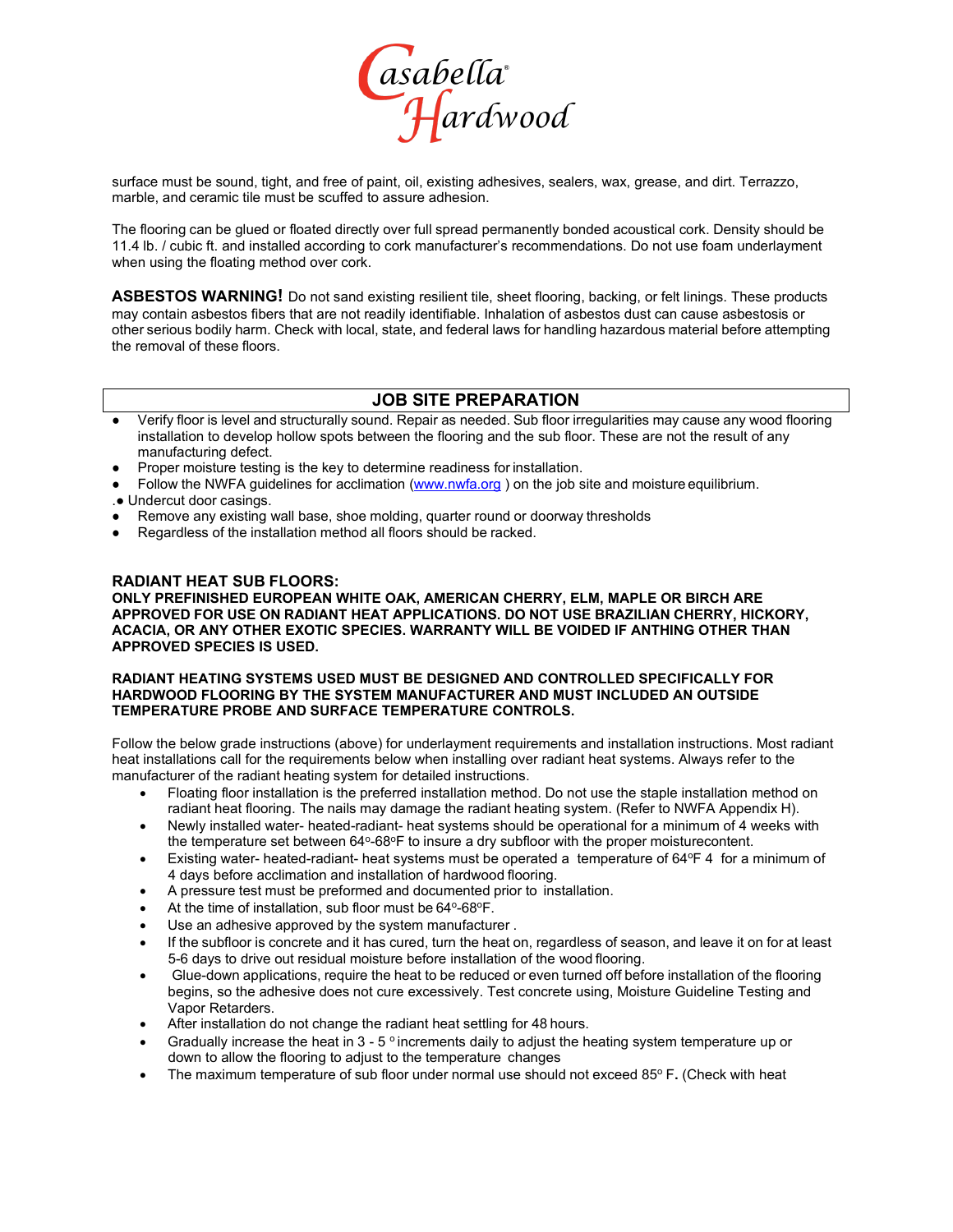surface must be sound, tight, and free of paint, oil, existing adhesives, sealers, wax, grease, and dirt. Terrazzo, marble, and ceramic tile must be scuffed to assure adhesion.

The flooring can be glued or floated directly over full spread permanently bonded acoustical cork. Density should be 11.4 lb. / cubic ft. and installed according to cork manufacturer's recommendations. Do not use foam underlayment when using the floating method over cork.

**ASBESTOS WARNING!** Do not sand existing resilient tile, sheet flooring, backing, or felt linings. These products may contain asbestos fibers that are not readily identifiable. Inhalation of asbestos dust can cause asbestosis or other serious bodily harm. Check with local, state, and federal laws for handling hazardous material before attempting the removal of these floors.

## JOB SITE PREPARATION

- Verify floor is level and structurally sound. Repair as needed. Sub floor irregularities may cause any wood flooring installation to develop hollow spots between the flooring and the sub floor. These are not the result of any manufacturing defect.
- Proper moisture testing is the key to determine readiness for installation.
- Follow the NWFA guidelines for acclimation (www.nwfa.org ) on the job site and moisture equilibrium.
- Undercut door casings.
- Remove any existing wall base, shoe molding, quarter round or doorway thresholds
- Regardless of the installation method all floors should be racked.

### RADIANT HEAT SUB FLOORS:

**ONLY PREFINISHED EUROPEAN WHITE OAK, AMERICAN CHERRY, ELM, MAPLE OR BIRCH ARE APPROVED FOR USE ON RADIANT HEAT APPLICATIONS. DO NOT USE BRAZILIAN CHERRY, HICKORY, ACACIA, OR ANY OTHER EXOTIC SPECIES. WARRANTY WILL BE VOIDED IF ANTHING OTHER THAN APPROVED SPECIES IS USED.**

**RADIANT HEATING SYSTEMS USED MUST BE DESIGNED AND CONTROLLED SPECIFICALLY FOR HARDWOOD FLOORING BY THE SYSTEM MANUFACTURER AND MUST INCLUDED AN OUTSIDE TEMPERATURE PROBE AND SURFACE TEMPERATURE CONTROLS.**

Follow the below grade instructions (above) for underlayment requirements and installation instructions. Most radiant heat installations call for the requirements below when installing over radiant heat systems. Always refer to the manufacturer of the radiant heating system for detailed instructions.

- Floating floor installation is the preferred installation method. Do not use the staple installation method on radiant heat flooring. The nails may damage the radiant heating system. (Refer to NWFA Appendix H).
- Newly installed water- heated-radiant- heat systems should be operational for a minimum of 4 weeks with the temperature set between 64°-68°F to insure a dry subfloor with the proper moisturecontent.
- Existing water- heated-radiant- heat systems must be operated a temperature of 64°F 4 for a minimum of 4 days before acclimation and installation of hardwood flooring.
- A pressure test must be preformed and documented prior to installation.
- At the time of installation, sub floor must be 64°-68°F.
- Use an adhesive approved by the system manufacturer .
- If the subfloor is concrete and it has cured, turn the heat on, regardless of season, and leave it on for at least 5-6 days to drive out residual moisture before installation of the wood flooring.
- Glue-down applications, require the heat to be reduced or even turned off before installation of the flooring begins, so the adhesive does not cure excessively. Test concrete using, Moisture Guideline Testing and Vapor Retarders.
- After installation do not change the radiant heat settling for 48 hours.
- Gradually increase the heat in 3 - 5 ° increments daily to adjust the heating system temperature up or down to allow the flooring to adjust to the temperature changes
- The maximum temperature of sub floor under normal use should not exceed 85° F**.** (Check with heat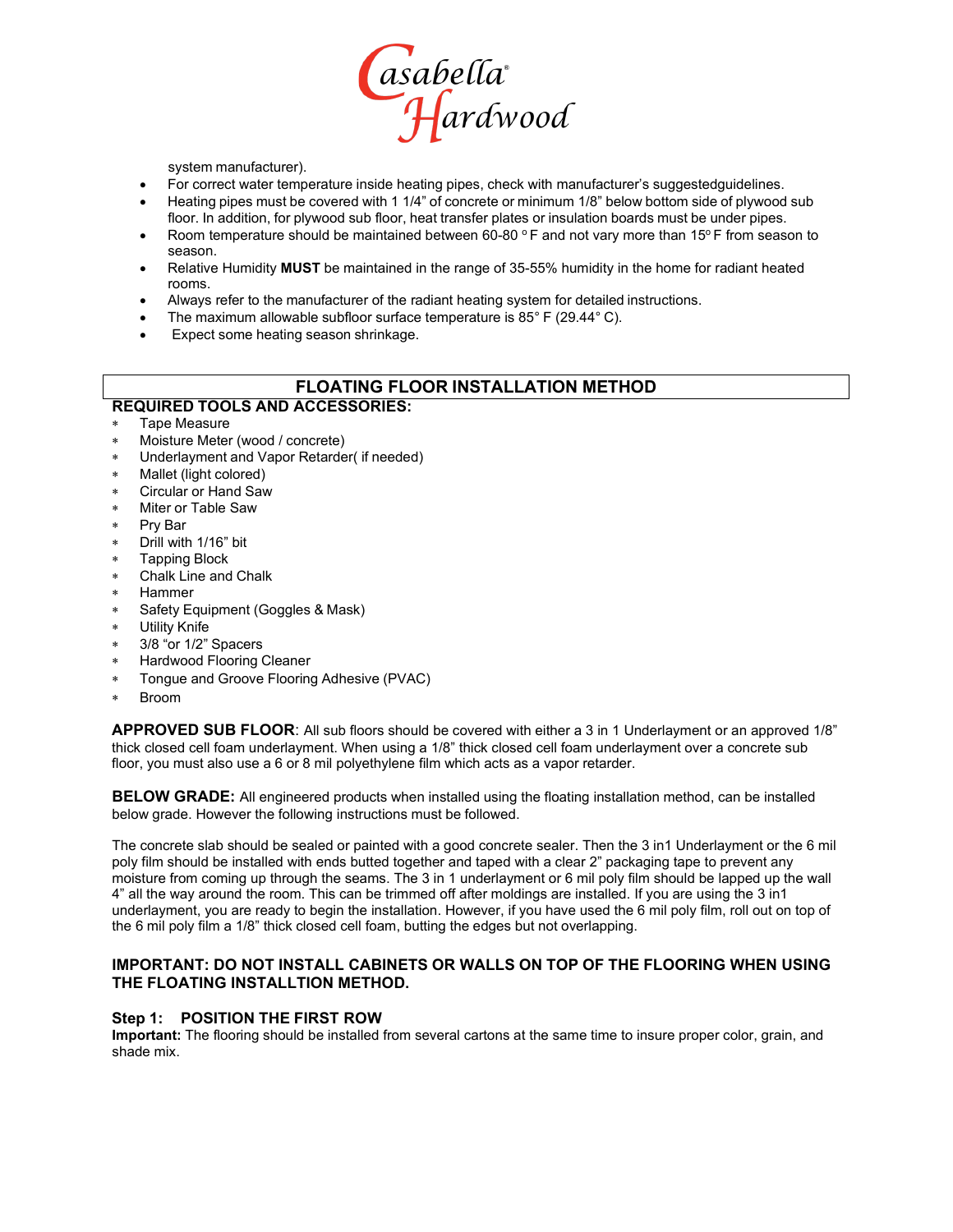system manufacturer).

- For correct water temperature inside heating pipes, check with manufacturer's suggestedguidelines.
- Heating pipes must be covered with 1 1/4" of concrete or minimum 1/8" below bottom side of plywood sub floor. In addition, for plywood sub floor, heat transfer plates or insulation boards must be under pipes.
- Room temperature should be maintained between 60-80 °F and not vary more than 15°F from season to season.
- Relative Humidity **MUST** be maintained in the range of 35-55% humidity in the home for radiant heated rooms.
- Always refer to the manufacturer of the radiant heating system for detailed instructions.
- The maximum allowable subfloor surface temperature is 85° F (29.44° C).
- Expect some heating season shrinkage.

## FLOATING FLOOR INSTALLATION METHOD

### REQUIRED TOOLS AND ACCESSORIES:

- Tape Measure
- Moisture Meter (wood / concrete)
- Underlayment and Vapor Retarder( if needed)
- Mallet (light colored)
- Circular or Hand Saw
- Miter or Table Saw
- Pry Bar
- Drill with 1/16" bit
- Tapping Block
- Chalk Line and Chalk
- Hammer
- Safety Equipment (Goggles & Mask)
- Utility Knife
- 3/8 "or 1/2" Spacers
- Hardwood Flooring Cleaner
- Tongue and Groove Flooring Adhesive (PVAC)
- Broom

**APPROVED SUB FLOOR**: All sub floors should be covered with either a 3 in 1 Underlayment or an approved 1/8" thick closed cell foam underlayment. When using a 1/8" thick closed cell foam underlayment over a concrete sub floor, you must also use a 6 or 8 mil polyethylene film which acts as a vapor retarder.

**BELOW GRADE:** All engineered products when installed using the floating installation method, can be installed below grade. However the following instructions must be followed.

The concrete slab should be sealed or painted with a good concrete sealer. Then the 3 in1 Underlayment or the 6 mil poly film should be installed with ends butted together and taped with a clear 2" packaging tape to prevent any moisture from coming up through the seams. The 3 in 1 underlayment or 6 mil poly film should be lapped up the wall 4" all the way around the room. This can be trimmed off after moldings are installed. If you are using the 3 in1 underlayment, you are ready to begin the installation. However, if you have used the 6 mil poly film, roll out on top of the 6 mil poly film a 1/8" thick closed cell foam, butting the edges but not overlapping.

**IMPORTANT: DO NOT INSTALL CABINETS OR WALLS ON TOP OF THE FLOORING WHEN USING THE FLOATING INSTALLTION METHOD.**

### Step 1: POSITION THE FIRST ROW

**Important:** The flooring should be installed from several cartons at the same time to insure proper color, grain, and shade mix.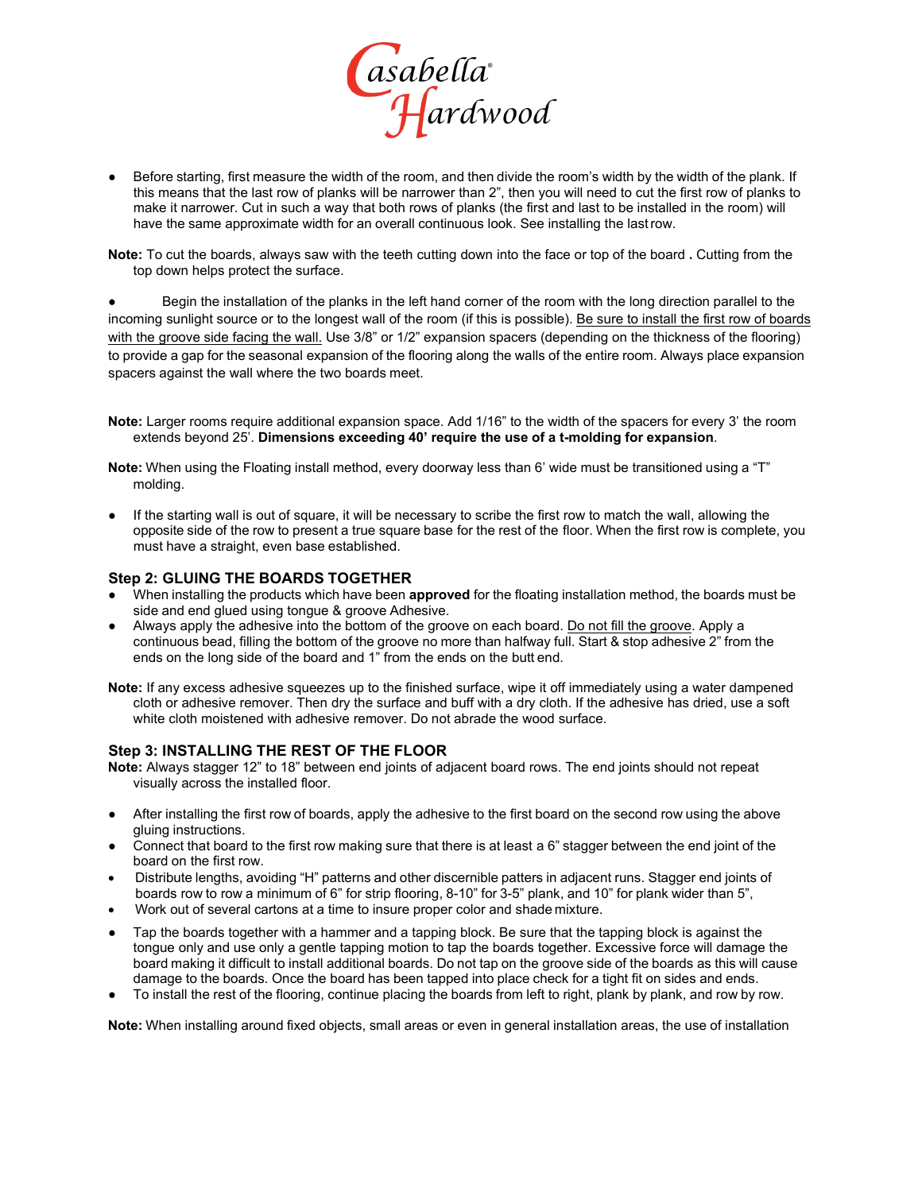- Before starting, first measure the width of the room, and then divide the room's width by the width of the plank. If this means that the last row of planks will be narrower than 2", then you will need to cut the first row of planks to make it narrower. Cut in such a way that both rows of planks (the first and last to be installed in the room) will have the same approximate width for an overall continuous look. See installing the last row.

**Note:** To cut the boards, always saw with the teeth cutting down into the face or top of the board **.** Cutting from the top down helps protect the surface.

- Begin the installation of the planks in the left hand corner of the room with the long direction parallel to the incoming sunlight source or to the longest wall of the room (if this is possible). <u>Be sure to install the first row of boards with the groove side facing the wall.</u> Use 3/8" or 1/2" expansion spacers (depending on the thickness of the flooring) to provide a gap for the seasonal expansion of the flooring along the walls of the entire room. Always place expansion spacers against the wall where the two boards meet.

**Note:** Larger rooms require additional expansion space. Add 1/16" to the width of the spacers for every 3' the room extends beyond 25'. **Dimensions exceeding 40' require the use of a t-molding for expansion**.

**Note:** When using the Floating install method, every doorway less than 6' wide must be transitioned using a "T" molding.

- If the starting wall is out of square, it will be necessary to scribe the first row to match the wall, allowing the opposite side of the row to present a true square base for the rest of the floor. When the first row is complete, you must have a straight, even base established.

### Step 2: GLUING THE BOARDS TOGETHER

- When installing the products which have been **approved** for the floating installation method, the boards must be side and end glued using tongue & groove Adhesive.
- Always apply the adhesive into the bottom of the groove on each board. <u>Do not fill the groove</u>. Apply a continuous bead, filling the bottom of the groove no more than halfway full. Start & stop adhesive 2" from the ends on the long side of the board and 1" from the ends on the butt end.

**Note:** If any excess adhesive squeezes up to the finished surface, wipe it off immediately using a water dampened cloth or adhesive remover. Then dry the surface and buff with a dry cloth. If the adhesive has dried, use a soft white cloth moistened with adhesive remover. Do not abrade the wood surface.

### Step 3: INSTALLING THE REST OF THE FLOOR

**Note:** Always stagger 12" to 18" between end joints of adjacent board rows. The end joints should not repeat visually across the installed floor.

- After installing the first row of boards, apply the adhesive to the first board on the second row using the above gluing instructions.
- Connect that board to the first row making sure that there is at least a 6" stagger between the end joint of the board on the first row.
- Distribute lengths, avoiding "H" patterns and other discernible patters in adjacent runs. Stagger end joints of boards row to row a minimum of 6" for strip flooring, 8-10" for 3-5" plank, and 10" for plank wider than 5",
- Work out of several cartons at a time to insure proper color and shade mixture.
- Tap the boards together with a hammer and a tapping block. Be sure that the tapping block is against the tongue only and use only a gentle tapping motion to tap the boards together. Excessive force will damage the board making it difficult to install additional boards. Do not tap on the groove side of the boards as this will cause damage to the boards. Once the board has been tapped into place check for a tight fit on sides and ends.
- To install the rest of the flooring, continue placing the boards from left to right, plank by plank, and row by row.

**Note:** When installing around fixed objects, small areas or even in general installation areas, the use of installation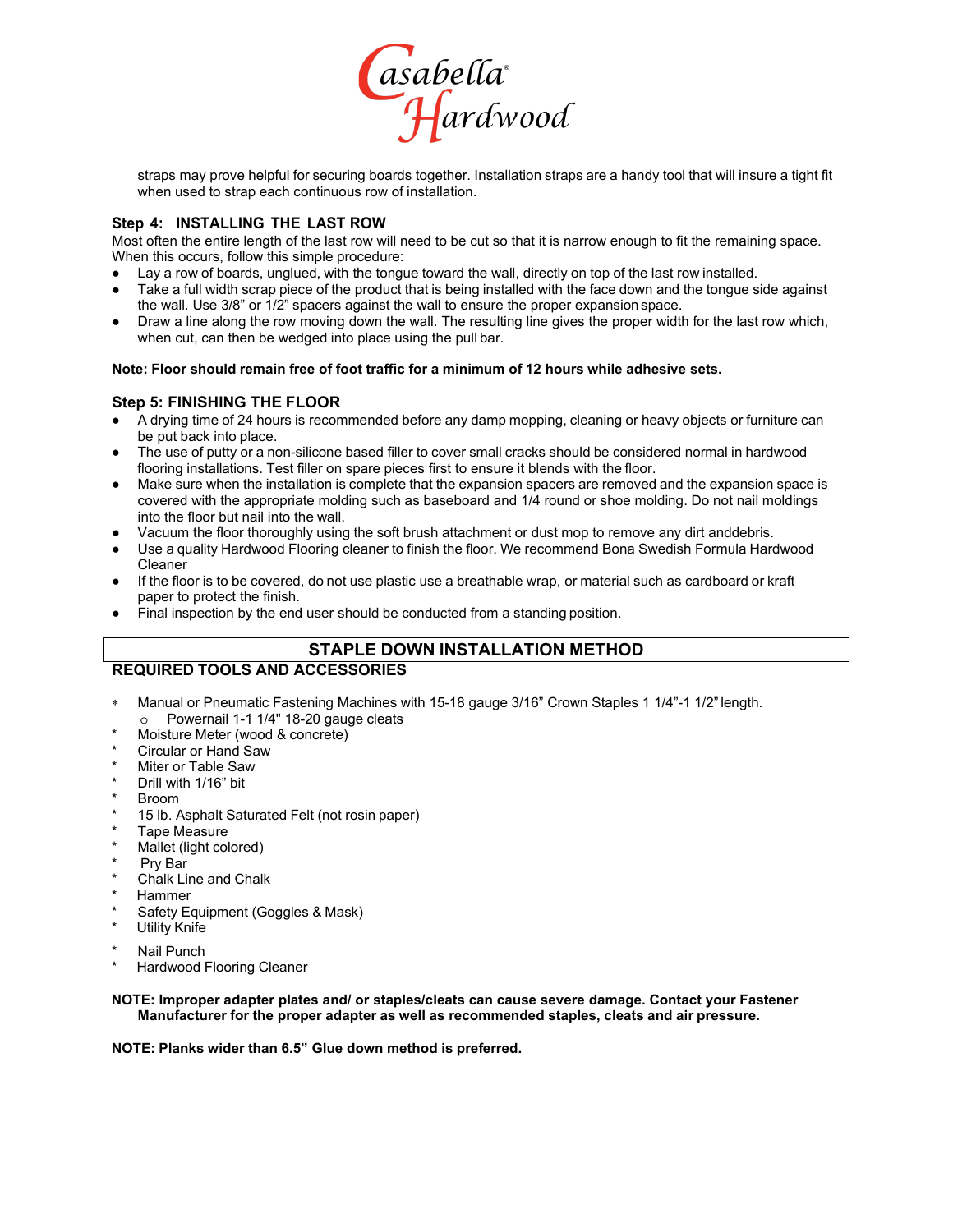straps may prove helpful for securing boards together. Installation straps are a handy tool that will insure a tight fit when used to strap each continuous row of installation.

### Step 4: INSTALLING THE LAST ROW

Most often the entire length of the last row will need to be cut so that it is narrow enough to fit the remaining space. When this occurs, follow this simple procedure:

- Lay a row of boards, unglued, with the tongue toward the wall, directly on top of the last row installed.
- Take a full width scrap piece of the product that is being installed with the face down and the tongue side against the wall. Use 3/8" or 1/2" spacers against the wall to ensure the proper expansion space.
- Draw a line along the row moving down the wall. The resulting line gives the proper width for the last row which, when cut, can then be wedged into place using the pull bar.

**Note: Floor should remain free of foot traffic for a minimum of 12 hours while adhesive sets.**

### Step 5: FINISHING THE FLOOR

- A drying time of 24 hours is recommended before any damp mopping, cleaning or heavy objects or furniture can be put back into place.
- The use of putty or a non-silicone based filler to cover small cracks should be considered normal in hardwood flooring installations. Test filler on spare pieces first to ensure it blends with the floor.
- Make sure when the installation is complete that the expansion spacers are removed and the expansion space is covered with the appropriate molding such as baseboard and 1/4 round or shoe molding. Do not nail moldings into the floor but nail into the wall.
- Vacuum the floor thoroughly using the soft brush attachment or dust mop to remove any dirt anddebris.
- Use a quality Hardwood Flooring cleaner to finish the floor. We recommend Bona Swedish Formula Hardwood Cleaner
- If the floor is to be covered, do not use plastic use a breathable wrap, or material such as cardboard or kraft paper to protect the finish.
- Final inspection by the end user should be conducted from a standing position.

## STAPLE DOWN INSTALLATION METHOD

### REQUIRED TOOLS AND ACCESSORIES

- Manual or Pneumatic Fastening Machines with 15-18 gauge 3/16" Crown Staples 1 1/4"-1 1/2" length.
  - Powernail 1-1 1/4" 18-20 gauge cleats
- Moisture Meter (wood & concrete)
- Circular or Hand Saw
- Miter or Table Saw
- Drill with 1/16" bit
- Broom
- 15 lb. Asphalt Saturated Felt (not rosin paper)
- Tape Measure
- Mallet (light colored)
- Pry Bar
- Chalk Line and Chalk
- Hammer
- Safety Equipment (Goggles & Mask)
- Utility Knife
- Nail Punch
- Hardwood Flooring Cleaner

**NOTE: Improper adapter plates and/ or staples/cleats can cause severe damage. Contact your Fastener Manufacturer for the proper adapter as well as recommended staples, cleats and air pressure.**

**NOTE: Planks wider than 6.5" Glue down method is preferred.**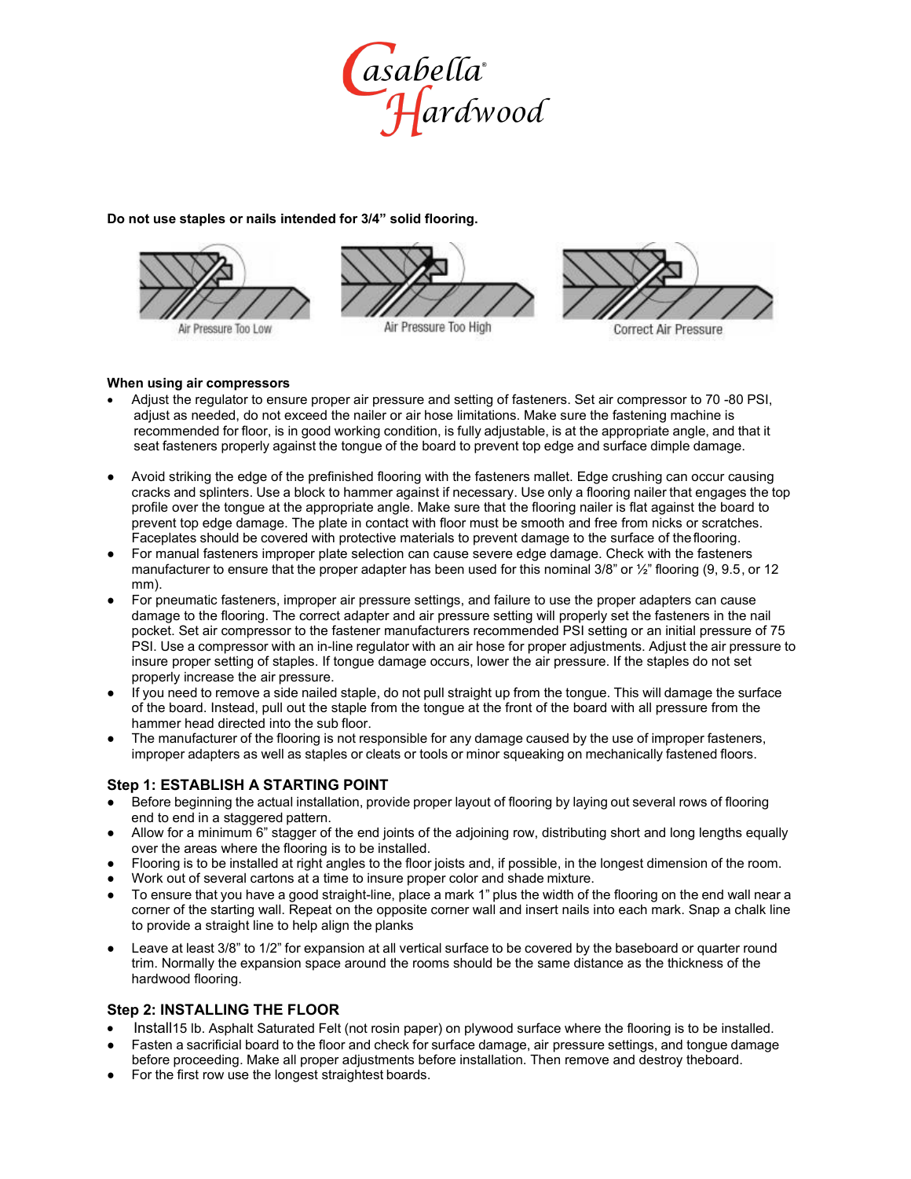**Do not use staples or nails intended for 3/4" solid flooring.**

Air Pressure Too Low | Air Pressure Too High | Correct Air Pressure

**When using air compressors**

- Adjust the regulator to ensure proper air pressure and setting of fasteners. Set air compressor to 70 -80 PSI, adjust as needed, do not exceed the nailer or air hose limitations. Make sure the fastening machine is recommended for floor, is in good working condition, is fully adjustable, is at the appropriate angle, and that it seat fasteners properly against the tongue of the board to prevent top edge and surface dimple damage.
- Avoid striking the edge of the prefinished flooring with the fasteners mallet. Edge crushing can occur causing cracks and splinters. Use a block to hammer against if necessary. Use only a flooring nailer that engages the top profile over the tongue at the appropriate angle. Make sure that the flooring nailer is flat against the board to prevent top edge damage. The plate in contact with floor must be smooth and free from nicks or scratches. Faceplates should be covered with protective materials to prevent damage to the surface of the flooring.
- For manual fasteners improper plate selection can cause severe edge damage. Check with the fasteners manufacturer to ensure that the proper adapter has been used for this nominal 3/8" or ½" flooring (9, 9.5, or 12 mm).
- For pneumatic fasteners, improper air pressure settings, and failure to use the proper adapters can cause damage to the flooring. The correct adapter and air pressure setting will properly set the fasteners in the nail pocket. Set air compressor to the fastener manufacturers recommended PSI setting or an initial pressure of 75 PSI. Use a compressor with an in-line regulator with an air hose for proper adjustments. Adjust the air pressure to insure proper setting of staples. If tongue damage occurs, lower the air pressure. If the staples do not set properly increase the air pressure.
- If you need to remove a side nailed staple, do not pull straight up from the tongue. This will damage the surface of the board. Instead, pull out the staple from the tongue at the front of the board with all pressure from the hammer head directed into the sub floor.
- The manufacturer of the flooring is not responsible for any damage caused by the use of improper fasteners, improper adapters as well as staples or cleats or tools or minor squeaking on mechanically fastened floors.

## Step 1: ESTABLISH A STARTING POINT

- Before beginning the actual installation, provide proper layout of flooring by laying out several rows of flooring end to end in a staggered pattern.
- Allow for a minimum 6" stagger of the end joints of the adjoining row, distributing short and long lengths equally over the areas where the flooring is to be installed.
- Flooring is to be installed at right angles to the floor joists and, if possible, in the longest dimension of the room.
- Work out of several cartons at a time to insure proper color and shade mixture.
- To ensure that you have a good straight-line, place a mark 1" plus the width of the flooring on the end wall near a corner of the starting wall. Repeat on the opposite corner wall and insert nails into each mark. Snap a chalk line to provide a straight line to help align the planks
- Leave at least 3/8" to 1/2" for expansion at all vertical surface to be covered by the baseboard or quarter round trim. Normally the expansion space around the rooms should be the same distance as the thickness of the hardwood flooring.

## Step 2: INSTALLING THE FLOOR

- Install15 lb. Asphalt Saturated Felt (not rosin paper) on plywood surface where the flooring is to be installed.
- Fasten a sacrificial board to the floor and check for surface damage, air pressure settings, and tongue damage before proceeding. Make all proper adjustments before installation. Then remove and destroy theboard.
- For the first row use the longest straightest boards.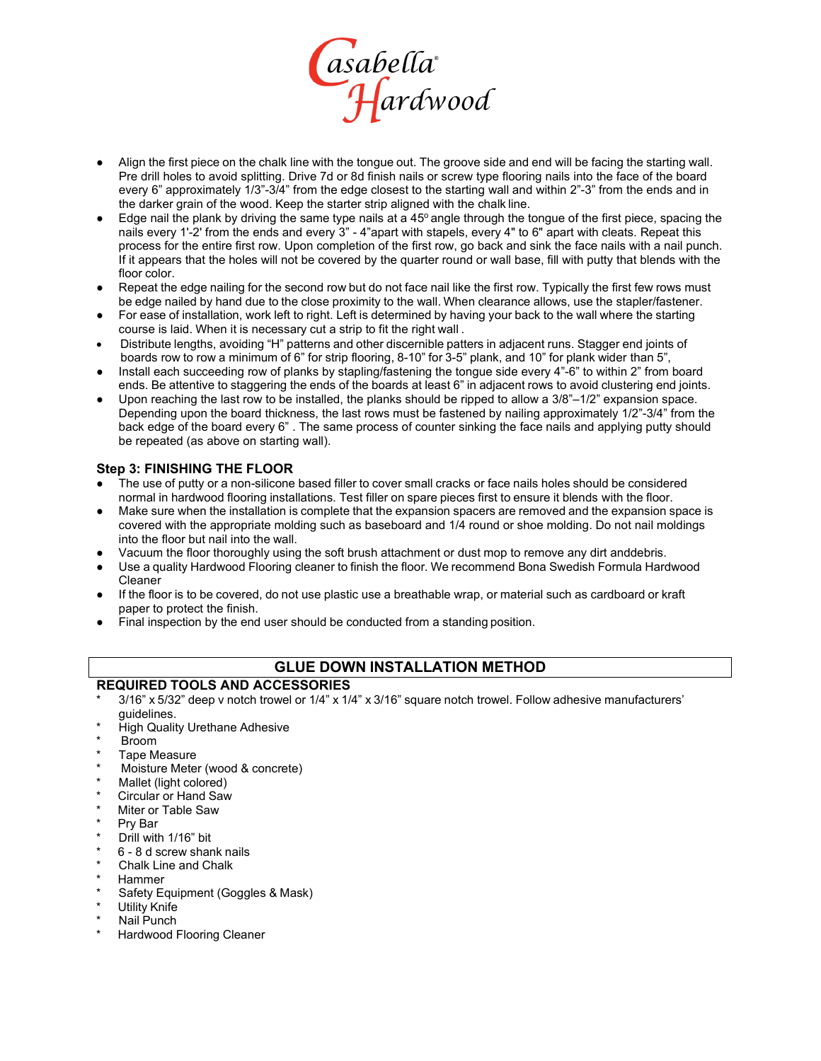- Align the first piece on the chalk line with the tongue out. The groove side and end will be facing the starting wall. Pre drill holes to avoid splitting. Drive 7d or 8d finish nails or screw type flooring nails into the face of the board every 6" approximately 1/3"-3/4" from the edge closest to the starting wall and within 2"-3" from the ends and in the darker grain of the wood. Keep the starter strip aligned with the chalk line.
- Edge nail the plank by driving the same type nails at a 45º angle through the tongue of the first piece, spacing the nails every 1'-2' from the ends and every 3" - 4"apart with stapels, every 4" to 6" apart with cleats. Repeat this process for the entire first row. Upon completion of the first row, go back and sink the face nails with a nail punch. If it appears that the holes will not be covered by the quarter round or wall base, fill with putty that blends with the floor color.
- Repeat the edge nailing for the second row but do not face nail like the first row. Typically the first few rows must be edge nailed by hand due to the close proximity to the wall. When clearance allows, use the stapler/fastener.
- For ease of installation, work left to right. Left is determined by having your back to the wall where the starting course is laid. When it is necessary cut a strip to fit the right wall .
- Distribute lengths, avoiding "H" patterns and other discernible patters in adjacent runs. Stagger end joints of boards row to row a minimum of 6" for strip flooring, 8-10" for 3-5" plank, and 10" for plank wider than 5",
- Install each succeeding row of planks by stapling/fastening the tongue side every 4"-6" to within 2" from board ends. Be attentive to staggering the ends of the boards at least 6" in adjacent rows to avoid clustering end joints.
- Upon reaching the last row to be installed, the planks should be ripped to allow a 3/8"–1/2" expansion space. Depending upon the board thickness, the last rows must be fastened by nailing approximately 1/2"-3/4" from the back edge of the board every 6" . The same process of counter sinking the face nails and applying putty should be repeated (as above on starting wall).

### Step 3: FINISHING THE FLOOR

- The use of putty or a non-silicone based filler to cover small cracks or face nails holes should be considered normal in hardwood flooring installations. Test filler on spare pieces first to ensure it blends with the floor.
- Make sure when the installation is complete that the expansion spacers are removed and the expansion space is covered with the appropriate molding such as baseboard and 1/4 round or shoe molding. Do not nail moldings into the floor but nail into the wall.
- Vacuum the floor thoroughly using the soft brush attachment or dust mop to remove any dirt anddebris.
- Use a quality Hardwood Flooring cleaner to finish the floor. We recommend Bona Swedish Formula Hardwood Cleaner
- If the floor is to be covered, do not use plastic use a breathable wrap, or material such as cardboard or kraft paper to protect the finish.
- Final inspection by the end user should be conducted from a standing position.

## GLUE DOWN INSTALLATION METHOD

### REQUIRED TOOLS AND ACCESSORIES

- 3/16" x 5/32" deep v notch trowel or 1/4" x 1/4" x 3/16" square notch trowel. Follow adhesive manufacturers' guidelines.
- High Quality Urethane Adhesive
- Broom
- Tape Measure
- Moisture Meter (wood & concrete)
- Mallet (light colored)
- Circular or Hand Saw
- Miter or Table Saw
- Pry Bar
- Drill with 1/16" bit
- 6 - 8 d screw shank nails
- Chalk Line and Chalk
- Hammer
- Safety Equipment (Goggles & Mask)
- Utility Knife
- Nail Punch
- Hardwood Flooring Cleaner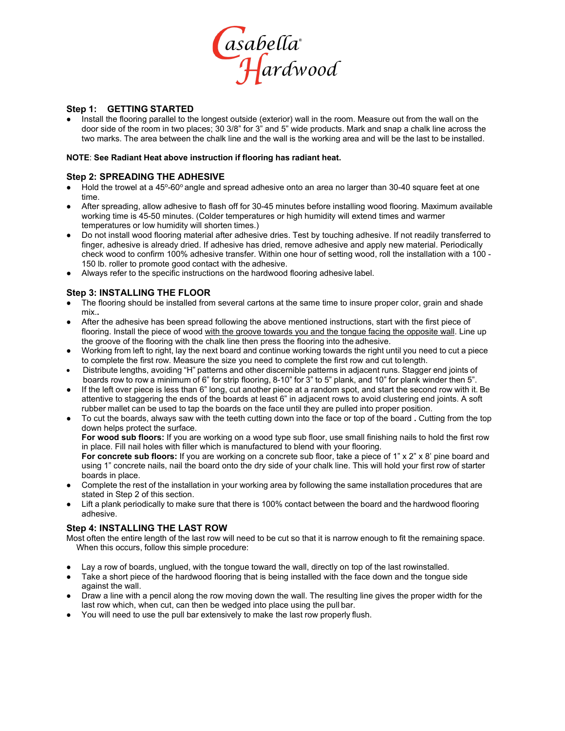# Casabella Hardwood

### Step 1: GETTING STARTED

- Install the flooring parallel to the longest outside (exterior) wall in the room. Measure out from the wall on the door side of the room in two places; 30 3/8" for 3" and 5" wide products. Mark and snap a chalk line across the two marks. The area between the chalk line and the wall is the working area and will be the last to be installed.

**NOTE**: **See Radiant Heat above instruction if flooring has radiant heat.**

### Step 2: SPREADING THE ADHESIVE

- Hold the trowel at a 45º-60º angle and spread adhesive onto an area no larger than 30-40 square feet at one time.
- After spreading, allow adhesive to flash off for 30-45 minutes before installing wood flooring. Maximum available working time is 45-50 minutes. (Colder temperatures or high humidity will extend times and warmer temperatures or low humidity will shorten times.)
- Do not install wood flooring material after adhesive dries. Test by touching adhesive. If not readily transferred to finger, adhesive is already dried. If adhesive has dried, remove adhesive and apply new material. Periodically check wood to confirm 100% adhesive transfer. Within one hour of setting wood, roll the installation with a 100 - 150 lb. roller to promote good contact with the adhesive.
- Always refer to the specific instructions on the hardwood flooring adhesive label.

### Step 3: INSTALLING THE FLOOR

- The flooring should be installed from several cartons at the same time to insure proper color, grain and shade mix..
- After the adhesive has been spread following the above mentioned instructions, start with the first piece of flooring. Install the piece of wood <u>with the groove towards you and the tongue facing the opposite wall</u>. Line up the groove of the flooring with the chalk line then press the flooring into the adhesive.
- Working from left to right, lay the next board and continue working towards the right until you need to cut a piece to complete the first row. Measure the size you need to complete the first row and cut to length.
- Distribute lengths, avoiding "H" patterns and other discernible patterns in adjacent runs. Stagger end joints of boards row to row a minimum of 6" for strip flooring, 8-10" for 3" to 5" plank, and 10" for plank winder then 5".
- If the left over piece is less than 6" long, cut another piece at a random spot, and start the second row with it. Be attentive to staggering the ends of the boards at least 6" in adjacent rows to avoid clustering end joints. A soft rubber mallet can be used to tap the boards on the face until they are pulled into proper position.
- To cut the boards, always saw with the teeth cutting down into the face or top of the board **.** Cutting from the top down helps protect the surface.
  **For wood sub floors:** If you are working on a wood type sub floor, use small finishing nails to hold the first row in place. Fill nail holes with filler which is manufactured to blend with your flooring.
  **For concrete sub floors:** If you are working on a concrete sub floor, take a piece of 1" x 2" x 8' pine board and using 1" concrete nails, nail the board onto the dry side of your chalk line. This will hold your first row of starter boards in place.
- Complete the rest of the installation in your working area by following the same installation procedures that are stated in Step 2 of this section.
- Lift a plank periodically to make sure that there is 100% contact between the board and the hardwood flooring adhesive.

### Step 4: INSTALLING THE LAST ROW

Most often the entire length of the last row will need to be cut so that it is narrow enough to fit the remaining space. When this occurs, follow this simple procedure:

- Lay a row of boards, unglued, with the tongue toward the wall, directly on top of the last rowinstalled.
- Take a short piece of the hardwood flooring that is being installed with the face down and the tongue side against the wall.
- Draw a line with a pencil along the row moving down the wall. The resulting line gives the proper width for the last row which, when cut, can then be wedged into place using the pull bar.
- You will need to use the pull bar extensively to make the last row properly flush.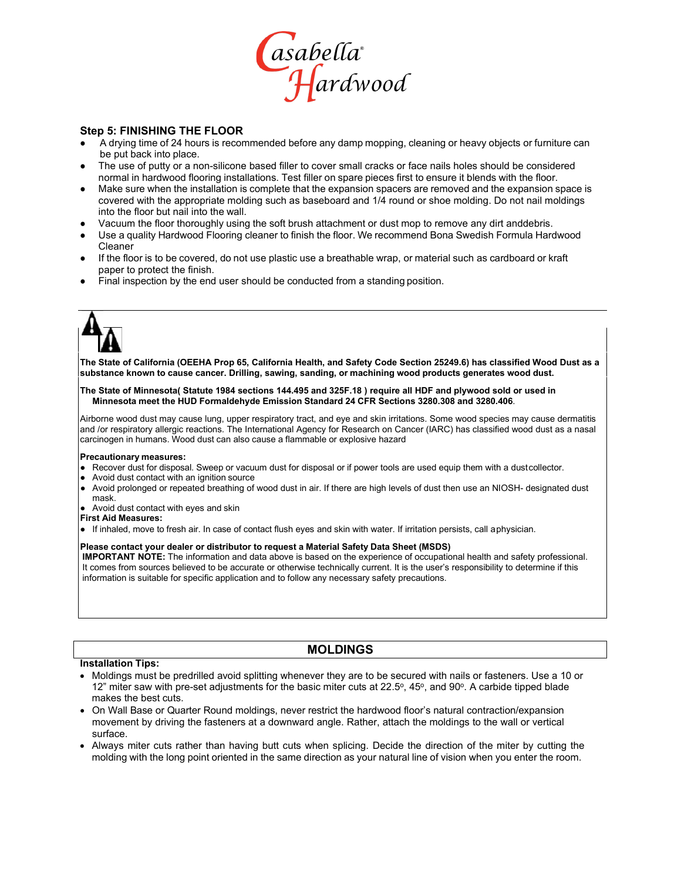### Step 5: FINISHING THE FLOOR

- A drying time of 24 hours is recommended before any damp mopping, cleaning or heavy objects or furniture can be put back into place.
- The use of putty or a non-silicone based filler to cover small cracks or face nails holes should be considered normal in hardwood flooring installations. Test filler on spare pieces first to ensure it blends with the floor.
- Make sure when the installation is complete that the expansion spacers are removed and the expansion space is covered with the appropriate molding such as baseboard and 1/4 round or shoe molding. Do not nail moldings into the floor but nail into the wall.
- Vacuum the floor thoroughly using the soft brush attachment or dust mop to remove any dirt anddebris.
- Use a quality Hardwood Flooring cleaner to finish the floor. We recommend Bona Swedish Formula Hardwood Cleaner
- If the floor is to be covered, do not use plastic use a breathable wrap, or material such as cardboard or kraft paper to protect the finish.
- Final inspection by the end user should be conducted from a standing position.

**The State of California (OEEHA Prop 65, California Health, and Safety Code Section 25249.6) has classified Wood Dust as a substance known to cause cancer. Drilling, sawing, sanding, or machining wood products generates wood dust.**

**The State of Minnesota( Statute 1984 sections 144.495 and 325F.18 ) require all HDF and plywood sold or used in Minnesota meet the HUD Formaldehyde Emission Standard 24 CFR Sections 3280.308 and 3280.406**.

Airborne wood dust may cause lung, upper respiratory tract, and eye and skin irritations. Some wood species may cause dermatitis and /or respiratory allergic reactions. The International Agency for Research on Cancer (IARC) has classified wood dust as a nasal carcinogen in humans. Wood dust can also cause a flammable or explosive hazard

**Precautionary measures:**

- Recover dust for disposal. Sweep or vacuum dust for disposal or if power tools are used equip them with a dustcollector.
- Avoid dust contact with an ignition source
- Avoid prolonged or repeated breathing of wood dust in air. If there are high levels of dust then use an NIOSH- designated dust mask.
- Avoid dust contact with eyes and skin

**First Aid Measures:**

- If inhaled, move to fresh air. In case of contact flush eyes and skin with water. If irritation persists, call aphysician.

**Please contact your dealer or distributor to request a Material Safety Data Sheet (MSDS)**

**IMPORTANT NOTE:** The information and data above is based on the experience of occupational health and safety professional. It comes from sources believed to be accurate or otherwise technically current. It is the user's responsibility to determine if this information is suitable for specific application and to follow any necessary safety precautions.

## MOLDINGS

**Installation Tips:**

- Moldings must be predrilled avoid splitting whenever they are to be secured with nails or fasteners. Use a 10 or 12" miter saw with pre-set adjustments for the basic miter cuts at 22.5º, 45º, and 90º. A carbide tipped blade makes the best cuts.
- On Wall Base or Quarter Round moldings, never restrict the hardwood floor's natural contraction/expansion movement by driving the fasteners at a downward angle. Rather, attach the moldings to the wall or vertical surface.
- Always miter cuts rather than having butt cuts when splicing. Decide the direction of the miter by cutting the molding with the long point oriented in the same direction as your natural line of vision when you enter the room.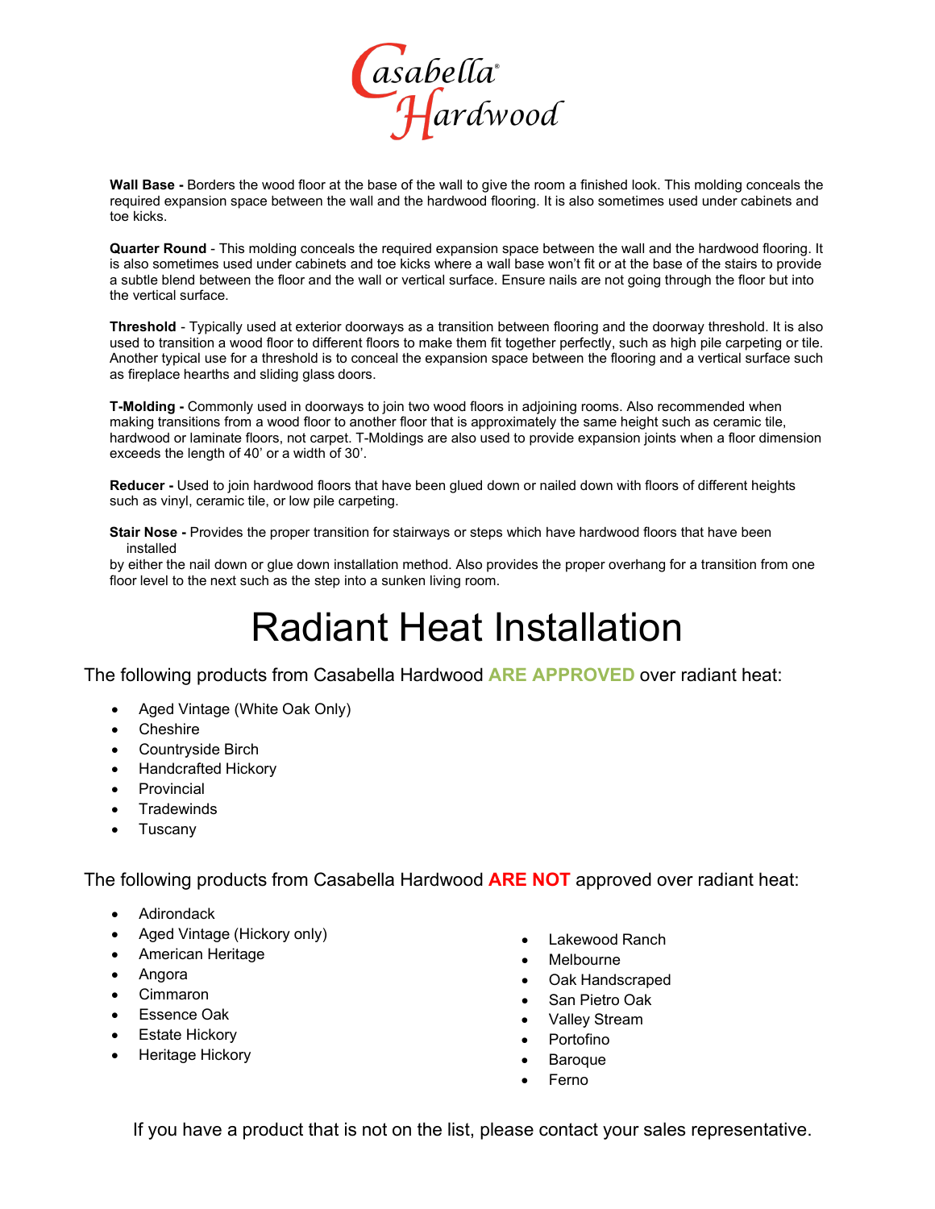**Wall Base -** Borders the wood floor at the base of the wall to give the room a finished look. This molding conceals the required expansion space between the wall and the hardwood flooring. It is also sometimes used under cabinets and toe kicks.

**Quarter Round** - This molding conceals the required expansion space between the wall and the hardwood flooring. It is also sometimes used under cabinets and toe kicks where a wall base won't fit or at the base of the stairs to provide a subtle blend between the floor and the wall or vertical surface. Ensure nails are not going through the floor but into the vertical surface.

**Threshold** - Typically used at exterior doorways as a transition between flooring and the doorway threshold. It is also used to transition a wood floor to different floors to make them fit together perfectly, such as high pile carpeting or tile. Another typical use for a threshold is to conceal the expansion space between the flooring and a vertical surface such as fireplace hearths and sliding glass doors.

**T-Molding -** Commonly used in doorways to join two wood floors in adjoining rooms. Also recommended when making transitions from a wood floor to another floor that is approximately the same height such as ceramic tile, hardwood or laminate floors, not carpet. T-Moldings are also used to provide expansion joints when a floor dimension exceeds the length of 40' or a width of 30'.

**Reducer -** Used to join hardwood floors that have been glued down or nailed down with floors of different heights such as vinyl, ceramic tile, or low pile carpeting.

**Stair Nose -** Provides the proper transition for stairways or steps which have hardwood floors that have been installed by either the nail down or glue down installation method. Also provides the proper overhang for a transition from one floor level to the next such as the step into a sunken living room.

# Radiant Heat Installation

The following products from Casabella Hardwood **ARE APPROVED** over radiant heat:

- Aged Vintage (White Oak Only)
- Cheshire
- Countryside Birch
- Handcrafted Hickory
- Provincial
- Tradewinds
- Tuscany

The following products from Casabella Hardwood **ARE NOT** approved over radiant heat:

- Adirondack
- Aged Vintage (Hickory only)
- American Heritage
- Angora
- Cimmaron
- Essence Oak
- Estate Hickory
- Heritage Hickory
- Lakewood Ranch
- Melbourne
- Oak Handscraped
- San Pietro Oak
- Valley Stream
- Portofino
- Baroque
- Ferno

If you have a product that is not on the list, please contact your sales representative.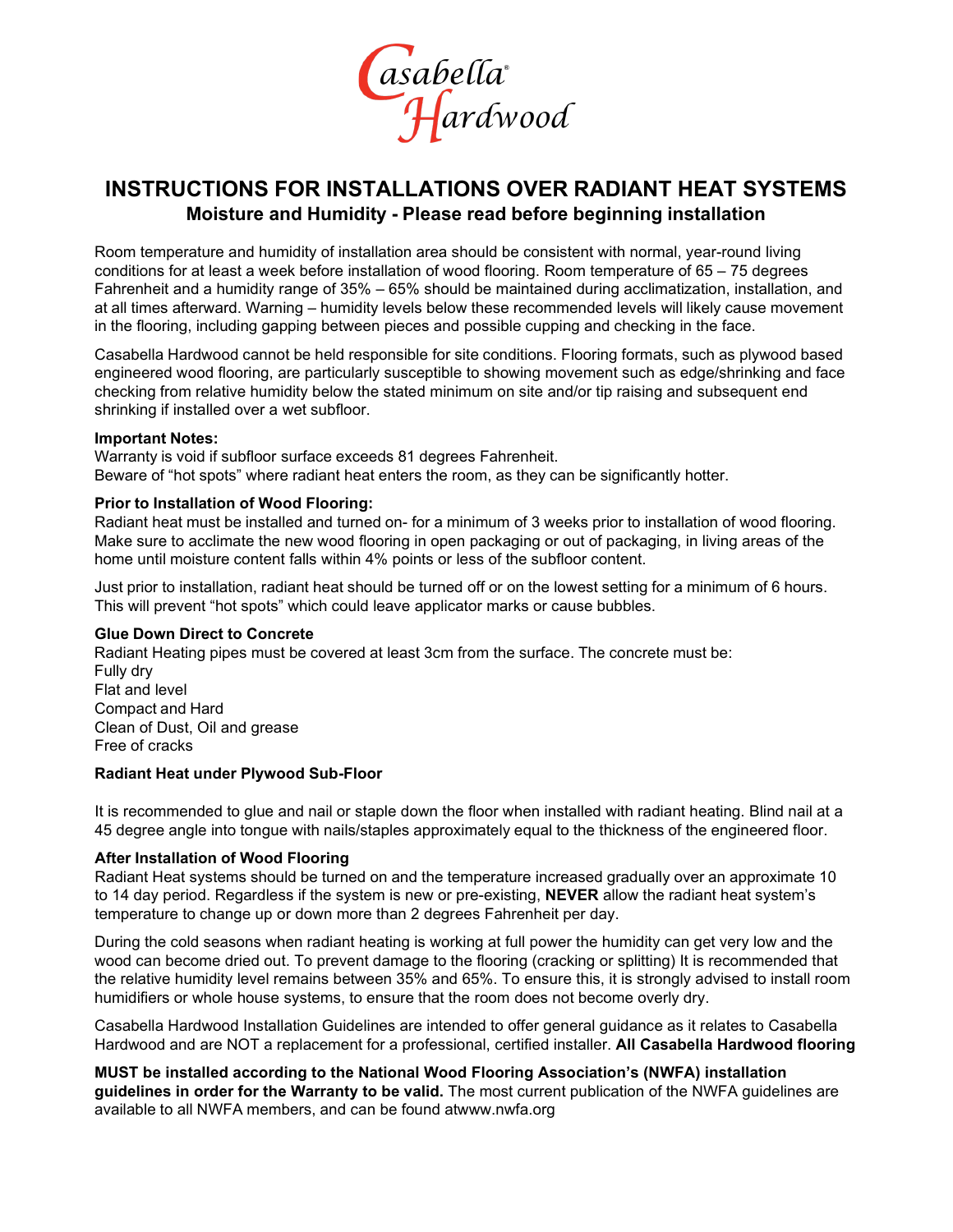Casabella® Hardwood

# INSTRUCTIONS FOR INSTALLATIONS OVER RADIANT HEAT SYSTEMS

## Moisture and Humidity - Please read before beginning installation

Room temperature and humidity of installation area should be consistent with normal, year-round living conditions for at least a week before installation of wood flooring. Room temperature of 65 – 75 degrees Fahrenheit and a humidity range of 35% – 65% should be maintained during acclimatization, installation, and at all times afterward. Warning – humidity levels below these recommended levels will likely cause movement in the flooring, including gapping between pieces and possible cupping and checking in the face.

Casabella Hardwood cannot be held responsible for site conditions. Flooring formats, such as plywood based engineered wood flooring, are particularly susceptible to showing movement such as edge/shrinking and face checking from relative humidity below the stated minimum on site and/or tip raising and subsequent end shrinking if installed over a wet subfloor.

**Important Notes:**
Warranty is void if subfloor surface exceeds 81 degrees Fahrenheit.
Beware of "hot spots" where radiant heat enters the room, as they can be significantly hotter.

**Prior to Installation of Wood Flooring:**
Radiant heat must be installed and turned on- for a minimum of 3 weeks prior to installation of wood flooring. Make sure to acclimate the new wood flooring in open packaging or out of packaging, in living areas of the home until moisture content falls within 4% points or less of the subfloor content.

Just prior to installation, radiant heat should be turned off or on the lowest setting for a minimum of 6 hours. This will prevent "hot spots" which could leave applicator marks or cause bubbles.

**Glue Down Direct to Concrete**
Radiant Heating pipes must be covered at least 3cm from the surface. The concrete must be:
Fully dry
Flat and level
Compact and Hard
Clean of Dust, Oil and grease
Free of cracks

**Radiant Heat under Plywood Sub-Floor**

It is recommended to glue and nail or staple down the floor when installed with radiant heating. Blind nail at a 45 degree angle into tongue with nails/staples approximately equal to the thickness of the engineered floor.

**After Installation of Wood Flooring**
Radiant Heat systems should be turned on and the temperature increased gradually over an approximate 10 to 14 day period. Regardless if the system is new or pre-existing, **NEVER** allow the radiant heat system's temperature to change up or down more than 2 degrees Fahrenheit per day.

During the cold seasons when radiant heating is working at full power the humidity can get very low and the wood can become dried out. To prevent damage to the flooring (cracking or splitting) It is recommended that the relative humidity level remains between 35% and 65%. To ensure this, it is strongly advised to install room humidifiers or whole house systems, to ensure that the room does not become overly dry.

Casabella Hardwood Installation Guidelines are intended to offer general guidance as it relates to Casabella Hardwood and are NOT a replacement for a professional, certified installer. **All Casabella Hardwood flooring**

**MUST be installed according to the National Wood Flooring Association's (NWFA) installation guidelines in order for the Warranty to be valid.** The most current publication of the NWFA guidelines are available to all NWFA members, and can be found atwww.nwfa.org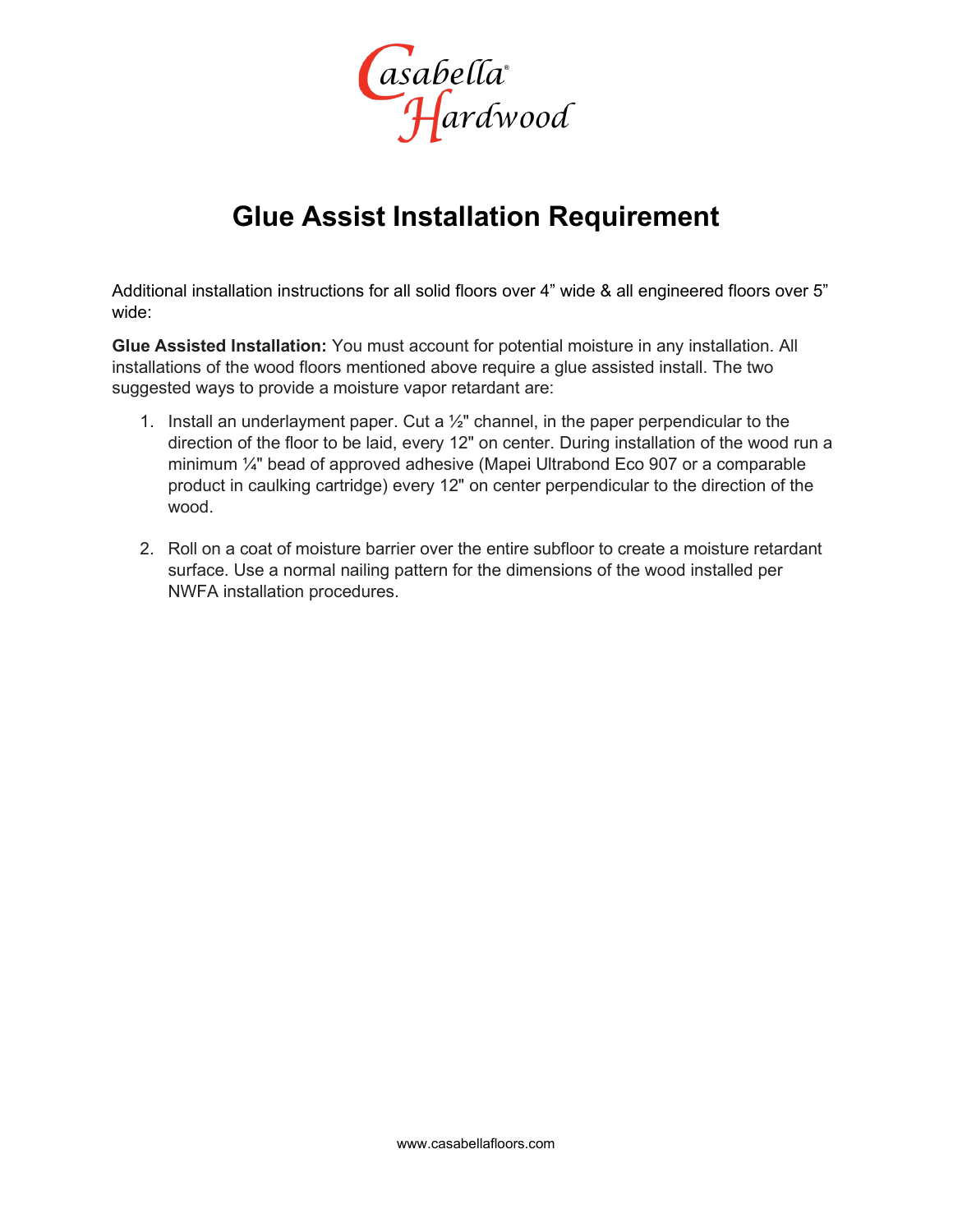Casabella Hardwood

# Glue Assist Installation Requirement

Additional installation instructions for all solid floors over 4” wide & all engineered floors over 5” wide:

**Glue Assisted Installation:** You must account for potential moisture in any installation. All installations of the wood floors mentioned above require a glue assisted install. The two suggested ways to provide a moisture vapor retardant are:

1. Install an underlayment paper. Cut a ½" channel, in the paper perpendicular to the direction of the floor to be laid, every 12" on center. During installation of the wood run a minimum ¼" bead of approved adhesive (Mapei Ultrabond Eco 907 or a comparable product in caulking cartridge) every 12" on center perpendicular to the direction of the wood.

2. Roll on a coat of moisture barrier over the entire subfloor to create a moisture retardant surface. Use a normal nailing pattern for the dimensions of the wood installed per NWFA installation procedures.

www.casabellafloors.com